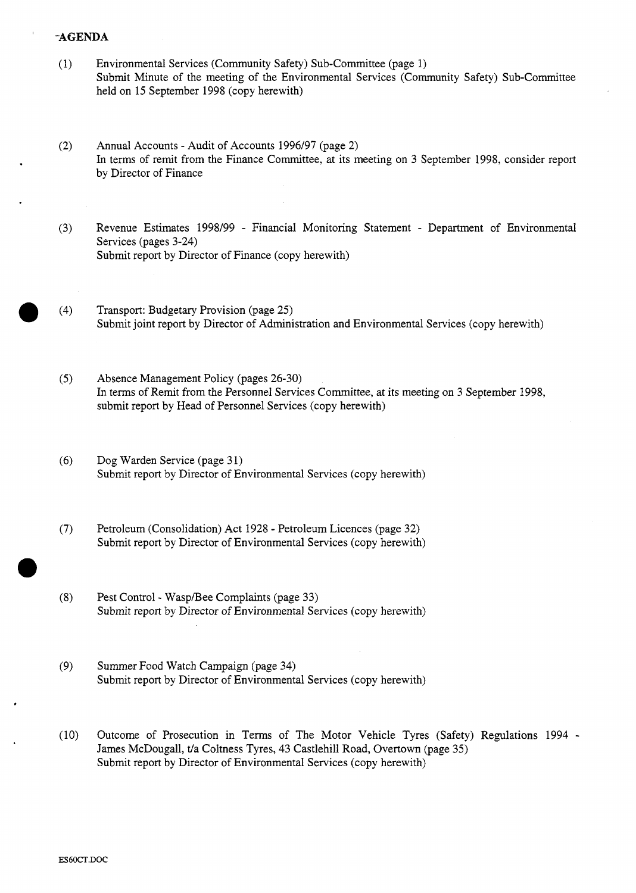# AGENDA

(1) Environmental Services (Community Safety) Sub-Committee (page 1)
Submit Minute of the meeting of the Environmental Services (Community Safety) Sub-Committee held on 15 September 1998 (copy herewith)

(2) Annual Accounts - Audit of Accounts 1996/97 (page 2)
In terms of remit from the Finance Committee, at its meeting on 3 September 1998, consider report by Director of Finance

(3) Revenue Estimates 1998/99 - Financial Monitoring Statement - Department of Environmental Services (pages 3-24)
Submit report by Director of Finance (copy herewith)

(4) Transport: Budgetary Provision (page 25)
Submit joint report by Director of Administration and Environmental Services (copy herewith)

(5) Absence Management Policy (pages 26-30)
In terms of Remit from the Personnel Services Committee, at its meeting on 3 September 1998, submit report by Head of Personnel Services (copy herewith)

(6) Dog Warden Service (page 31)
Submit report by Director of Environmental Services (copy herewith)

(7) Petroleum (Consolidation) Act 1928 - Petroleum Licences (page 32)
Submit report by Director of Environmental Services (copy herewith)

(8) Pest Control - Wasp/Bee Complaints (page 33)
Submit report by Director of Environmental Services (copy herewith)

(9) Summer Food Watch Campaign (page 34)
Submit report by Director of Environmental Services (copy herewith)

(10) Outcome of Prosecution in Terms of The Motor Vehicle Tyres (Safety) Regulations 1994 - James McDougall, t/a Coltness Tyres, 43 Castlehill Road, Overtown (page 35)
Submit report by Director of Environmental Services (copy herewith)

ES60CT.DOC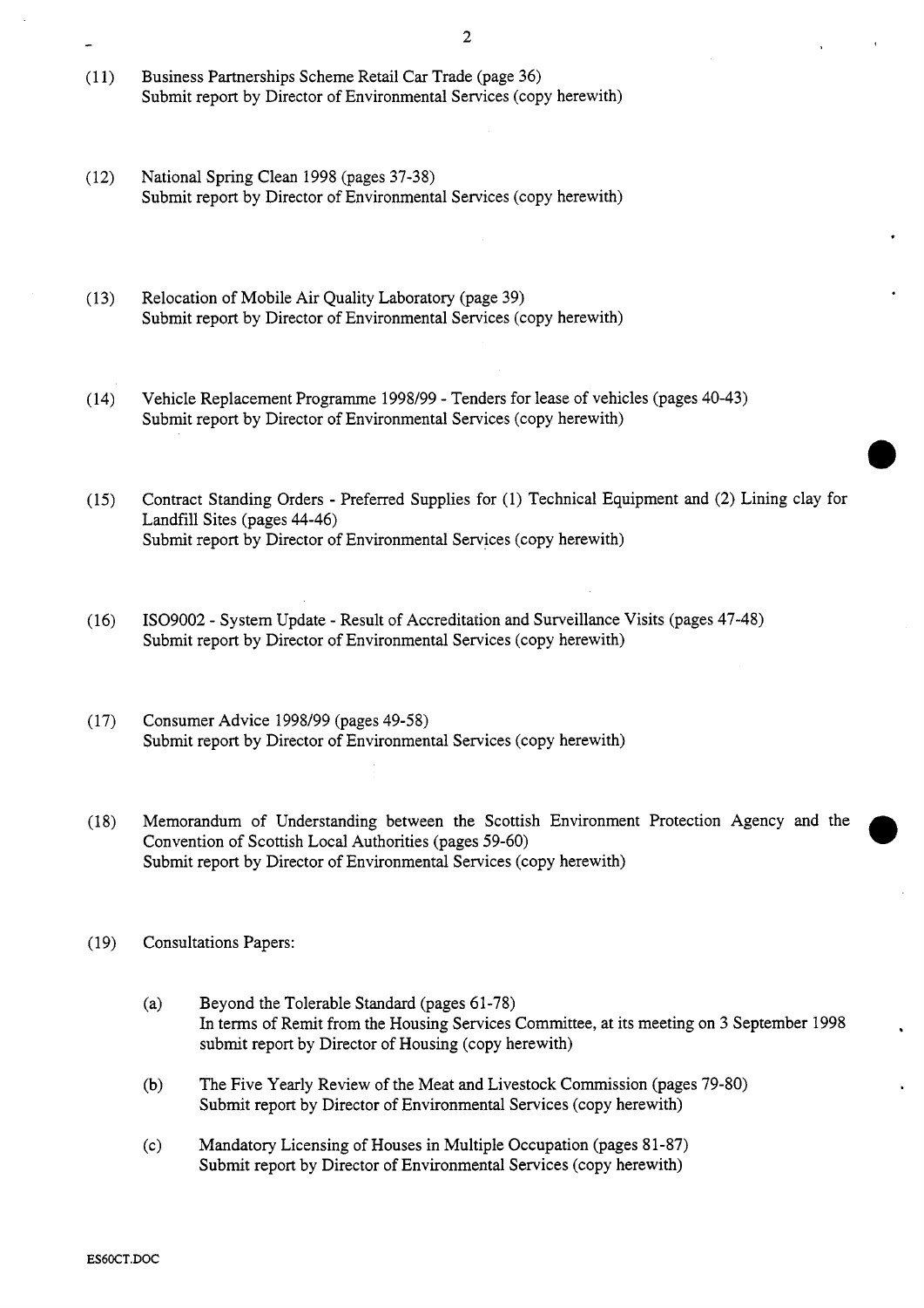(11) Business Partnerships Scheme Retail Car Trade (page 36)
Submit report by Director of Environmental Services (copy herewith)

(12) National Spring Clean 1998 (pages 37-38)
Submit report by Director of Environmental Services (copy herewith)

(13) Relocation of Mobile Air Quality Laboratory (page 39)
Submit report by Director of Environmental Services (copy herewith)

(14) Vehicle Replacement Programme 1998/99 - Tenders for lease of vehicles (pages 40-43)
Submit report by Director of Environmental Services (copy herewith)

(15) Contract Standing Orders - Preferred Supplies for (1) Technical Equipment and (2) Lining clay for Landfill Sites (pages 44-46)
Submit report by Director of Environmental Services (copy herewith)

(16) ISO9002 - System Update - Result of Accreditation and Surveillance Visits (pages 47-48)
Submit report by Director of Environmental Services (copy herewith)

(17) Consumer Advice 1998/99 (pages 49-58)
Submit report by Director of Environmental Services (copy herewith)

(18) Memorandum of Understanding between the Scottish Environment Protection Agency and the Convention of Scottish Local Authorities (pages 59-60)
Submit report by Director of Environmental Services (copy herewith)

(19) Consultations Papers:

(a) Beyond the Tolerable Standard (pages 61-78)
In terms of Remit from the Housing Services Committee, at its meeting on 3 September 1998 submit report by Director of Housing (copy herewith)

(b) The Five Yearly Review of the Meat and Livestock Commission (pages 79-80)
Submit report by Director of Environmental Services (copy herewith)

(c) Mandatory Licensing of Houses in Multiple Occupation (pages 81-87)
Submit report by Director of Environmental Services (copy herewith)

ES60CT.DOC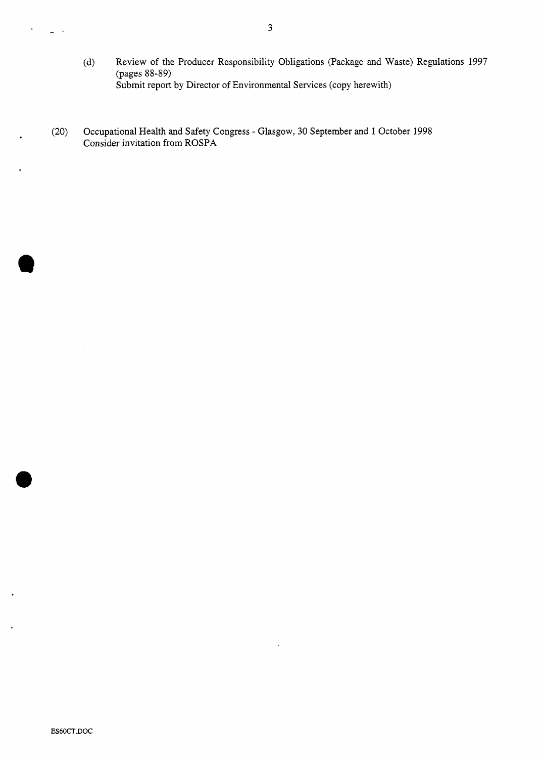(d) Review of the Producer Responsibility Obligations (Package and Waste) Regulations 1997 (pages 88-89)
Submit report by Director of Environmental Services (copy herewith)

(20) Occupational Health and Safety Congress - Glasgow, 30 September and 1 October 1998
Consider invitation from ROSPA

ES60CT.DOC